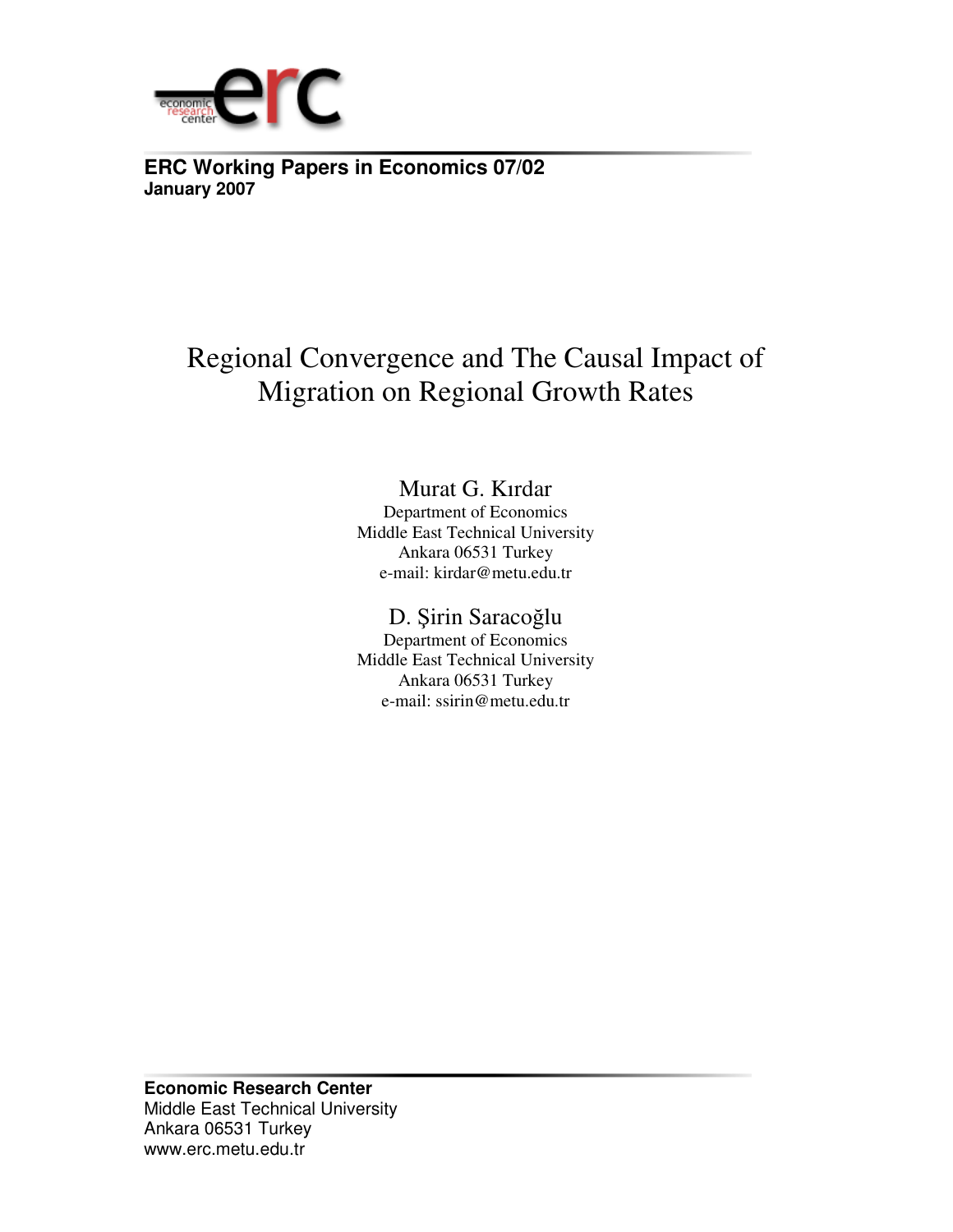**ERC Working Papers in Economics 07/02**
**January 2007**

# Regional Convergence and The Causal Impact of Migration on Regional Growth Rates

Murat G. Kırdar
Department of Economics
Middle East Technical University
Ankara 06531 Turkey
e-mail: kirdar@metu.edu.tr

D. Şirin Saracoğlu
Department of Economics
Middle East Technical University
Ankara 06531 Turkey
e-mail: ssirin@metu.edu.tr

**Economic Research Center**
Middle East Technical University
Ankara 06531 Turkey
www.erc.metu.edu.tr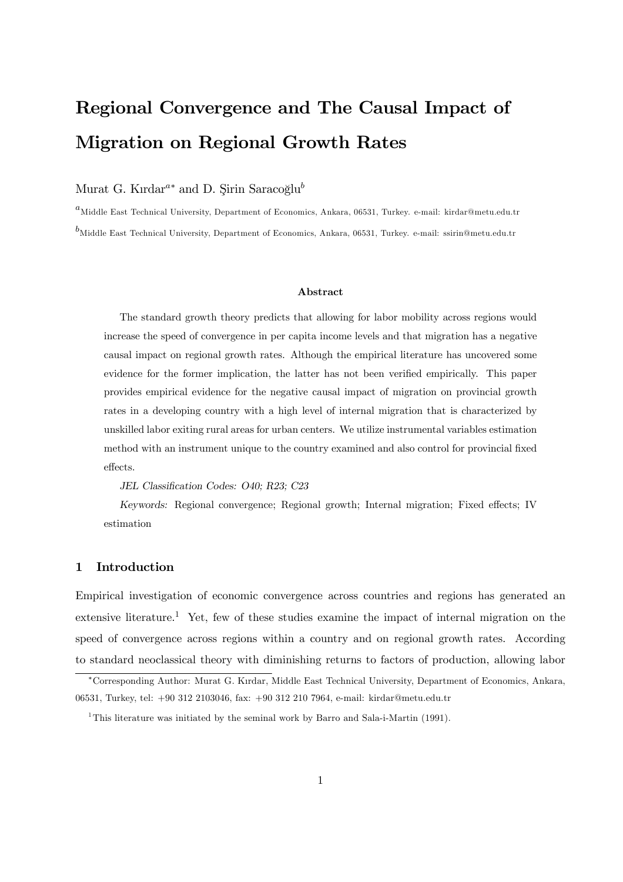# Regional Convergence and The Causal Impact of Migration on Regional Growth Rates

Murat G. Kırdar[a*] and D. Şirin Saracoğlu[b]

[a]Middle East Technical University, Department of Economics, Ankara, 06531, Turkey. e-mail: kirdar@metu.edu.tr

[b]Middle East Technical University, Department of Economics, Ankara, 06531, Turkey. e-mail: ssirin@metu.edu.tr

### Abstract

The standard growth theory predicts that allowing for labor mobility across regions would increase the speed of convergence in per capita income levels and that migration has a negative causal impact on regional growth rates. Although the empirical literature has uncovered some evidence for the former implication, the latter has not been verified empirically. This paper provides empirical evidence for the negative causal impact of migration on provincial growth rates in a developing country with a high level of internal migration that is characterized by unskilled labor exiting rural areas for urban centers. We utilize instrumental variables estimation method with an instrument unique to the country examined and also control for provincial fixed effects.

*JEL Classification Codes: O40; R23; C23*

*Keywords:* Regional convergence; Regional growth; Internal migration; Fixed effects; IV estimation

## 1 Introduction

Empirical investigation of economic convergence across countries and regions has generated an extensive literature.[1] Yet, few of these studies examine the impact of internal migration on the speed of convergence across regions within a country and on regional growth rates. According to standard neoclassical theory with diminishing returns to factors of production, allowing labor

*Corresponding Author: Murat G. Kırdar, Middle East Technical University, Department of Economics, Ankara, 06531, Turkey, tel: +90 312 2103046, fax: +90 312 210 7964, e-mail: kirdar@metu.edu.tr

[1]This literature was initiated by the seminal work by Barro and Sala-i-Martin (1991).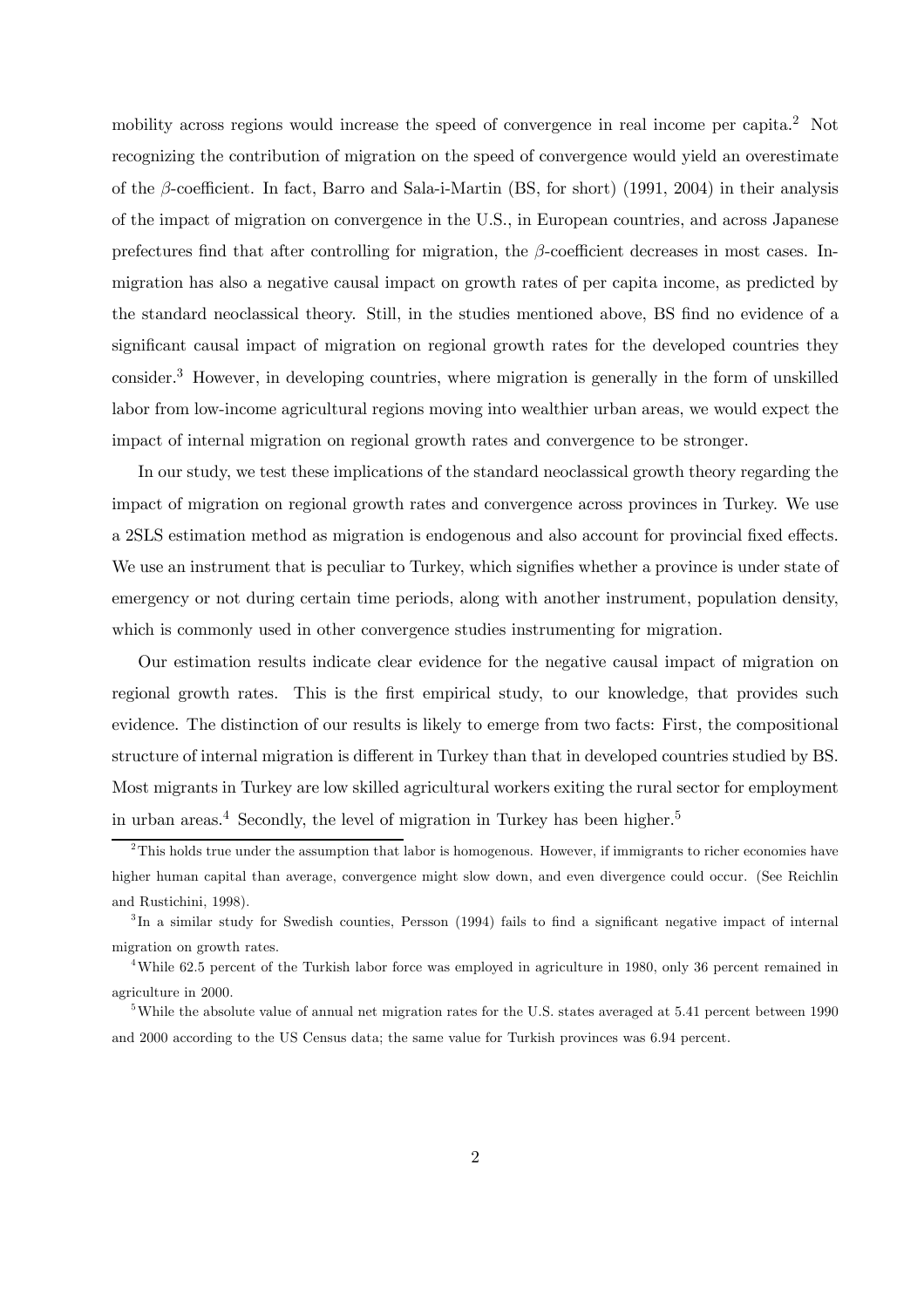mobility across regions would increase the speed of convergence in real income per capita.[2] Not recognizing the contribution of migration on the speed of convergence would yield an overestimate of the $\beta$-coefficient. In fact, Barro and Sala-i-Martin (BS, for short) (1991, 2004) in their analysis of the impact of migration on convergence in the U.S., in European countries, and across Japanese prefectures find that after controlling for migration, the $\beta$-coefficient decreases in most cases. In-migration has also a negative causal impact on growth rates of per capita income, as predicted by the standard neoclassical theory. Still, in the studies mentioned above, BS find no evidence of a significant causal impact of migration on regional growth rates for the developed countries they consider.[3] However, in developing countries, where migration is generally in the form of unskilled labor from low-income agricultural regions moving into wealthier urban areas, we would expect the impact of internal migration on regional growth rates and convergence to be stronger.

In our study, we test these implications of the standard neoclassical growth theory regarding the impact of migration on regional growth rates and convergence across provinces in Turkey. We use a 2SLS estimation method as migration is endogenous and also account for provincial fixed effects. We use an instrument that is peculiar to Turkey, which signifies whether a province is under state of emergency or not during certain time periods, along with another instrument, population density, which is commonly used in other convergence studies instrumenting for migration.

Our estimation results indicate clear evidence for the negative causal impact of migration on regional growth rates. This is the first empirical study, to our knowledge, that provides such evidence. The distinction of our results is likely to emerge from two facts: First, the compositional structure of internal migration is different in Turkey than that in developed countries studied by BS. Most migrants in Turkey are low skilled agricultural workers exiting the rural sector for employment in urban areas.[4] Secondly, the level of migration in Turkey has been higher.[5]

[2] This holds true under the assumption that labor is homogenous. However, if immigrants to richer economies have higher human capital than average, convergence might slow down, and even divergence could occur. (See Reichlin and Rustichini, 1998).

[3] In a similar study for Swedish counties, Persson (1994) fails to find a significant negative impact of internal migration on growth rates.

[4] While 62.5 percent of the Turkish labor force was employed in agriculture in 1980, only 36 percent remained in agriculture in 2000.

[5] While the absolute value of annual net migration rates for the U.S. states averaged at 5.41 percent between 1990 and 2000 according to the US Census data; the same value for Turkish provinces was 6.94 percent.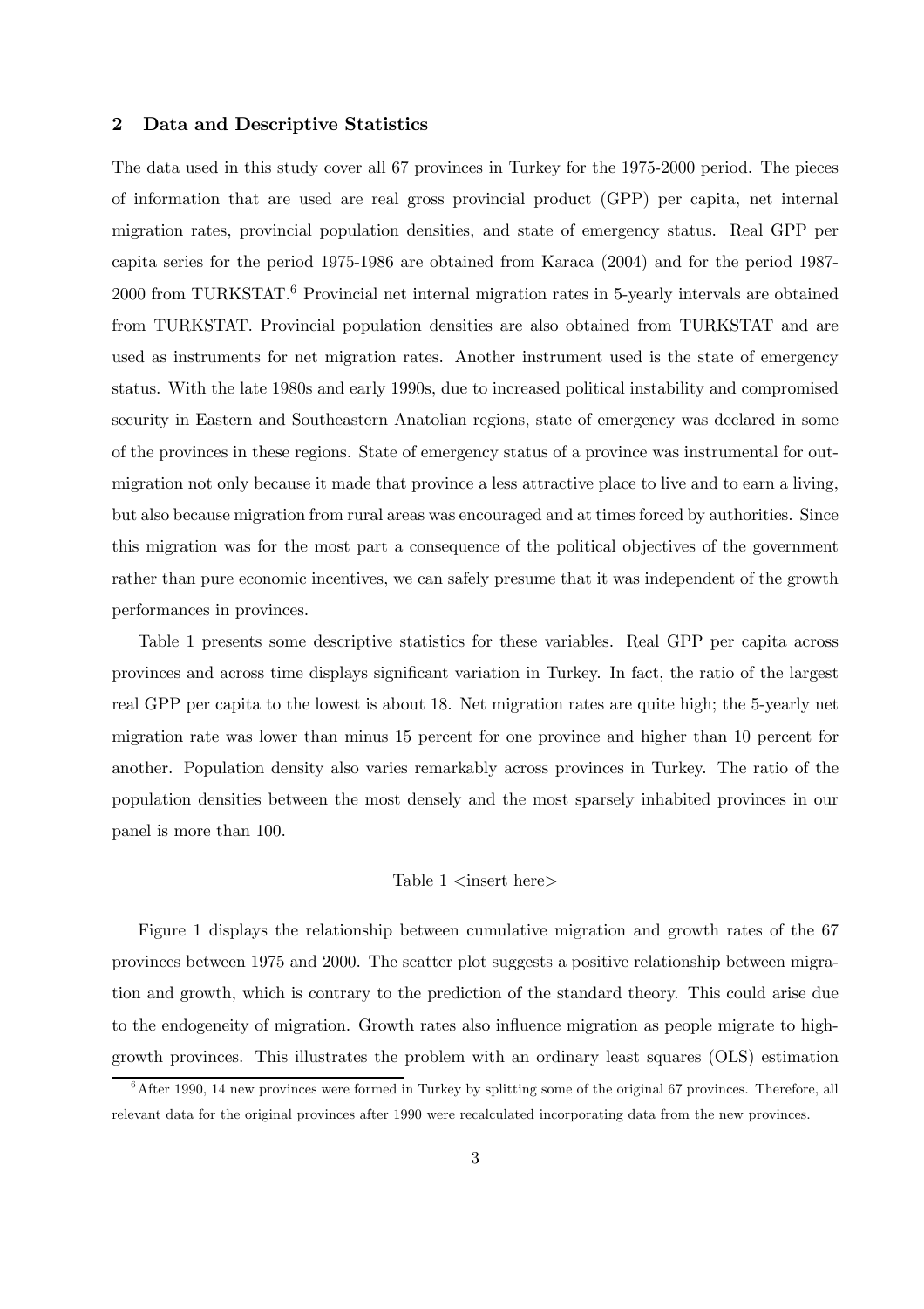## 2 Data and Descriptive Statistics

The data used in this study cover all 67 provinces in Turkey for the 1975-2000 period. The pieces of information that are used are real gross provincial product (GPP) per capita, net internal migration rates, provincial population densities, and state of emergency status. Real GPP per capita series for the period 1975-1986 are obtained from Karaca (2004) and for the period 1987-2000 from TURKSTAT.[6] Provincial net internal migration rates in 5-yearly intervals are obtained from TURKSTAT. Provincial population densities are also obtained from TURKSTAT and are used as instruments for net migration rates. Another instrument used is the state of emergency status. With the late 1980s and early 1990s, due to increased political instability and compromised security in Eastern and Southeastern Anatolian regions, state of emergency was declared in some of the provinces in these regions. State of emergency status of a province was instrumental for out-migration not only because it made that province a less attractive place to live and to earn a living, but also because migration from rural areas was encouraged and at times forced by authorities. Since this migration was for the most part a consequence of the political objectives of the government rather than pure economic incentives, we can safely presume that it was independent of the growth performances in provinces.

Table 1 presents some descriptive statistics for these variables. Real GPP per capita across provinces and across time displays significant variation in Turkey. In fact, the ratio of the largest real GPP per capita to the lowest is about 18. Net migration rates are quite high; the 5-yearly net migration rate was lower than minus 15 percent for one province and higher than 10 percent for another. Population density also varies remarkably across provinces in Turkey. The ratio of the population densities between the most densely and the most sparsely inhabited provinces in our panel is more than 100.

Table 1 <insert here>

Figure 1 displays the relationship between cumulative migration and growth rates of the 67 provinces between 1975 and 2000. The scatter plot suggests a positive relationship between migration and growth, which is contrary to the prediction of the standard theory. This could arise due to the endogeneity of migration. Growth rates also influence migration as people migrate to high-growth provinces. This illustrates the problem with an ordinary least squares (OLS) estimation

[6] After 1990, 14 new provinces were formed in Turkey by splitting some of the original 67 provinces. Therefore, all relevant data for the original provinces after 1990 were recalculated incorporating data from the new provinces.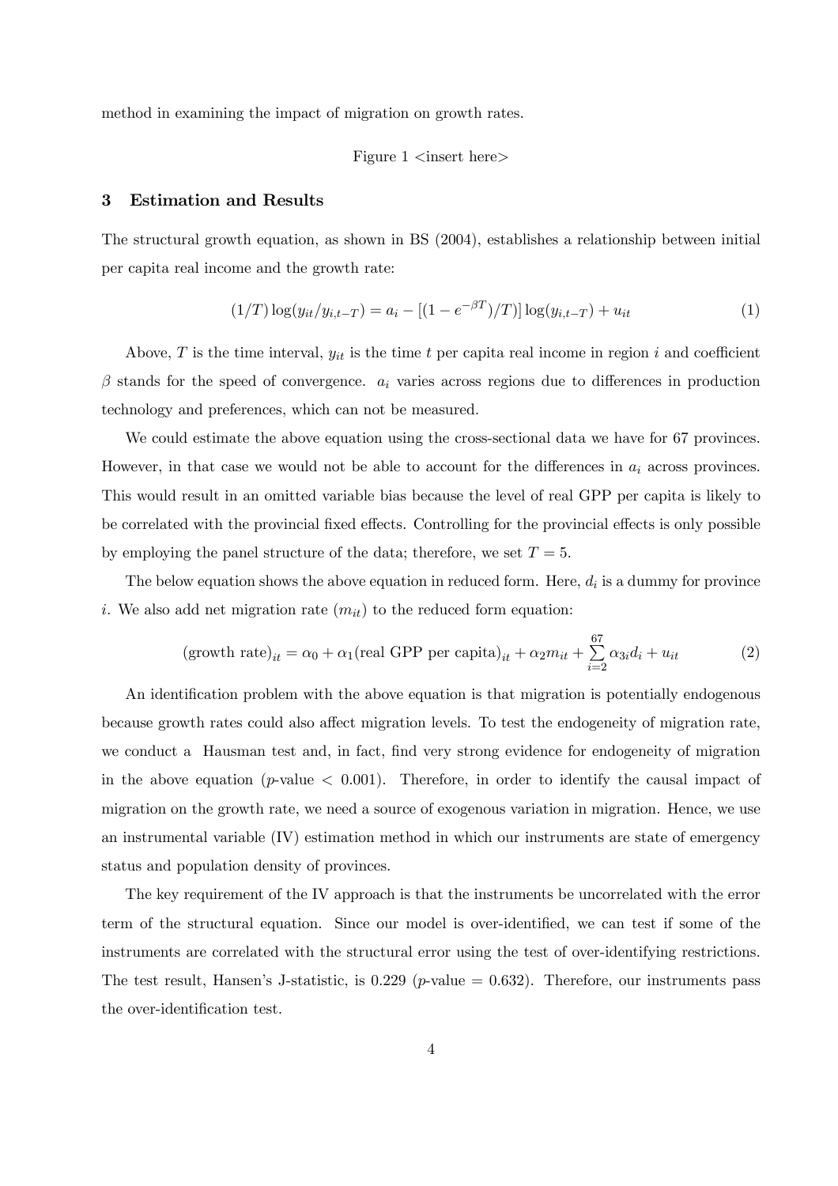method in examining the impact of migration on growth rates.

Figure 1 <insert here>

## 3 Estimation and Results

The structural growth equation, as shown in BS (2004), establishes a relationship between initial per capita real income and the growth rate:

$$(1/T)\log(y_{it}/y_{i,t-T}) = a_i - [(1 - e^{-\beta T})/T)]\log(y_{i,t-T}) + u_{it} \tag{1}$$

Above, $T$ is the time interval, $y_{it}$ is the time $t$ per capita real income in region $i$ and coefficient $\beta$ stands for the speed of convergence. $a_i$ varies across regions due to differences in production technology and preferences, which can not be measured.

We could estimate the above equation using the cross-sectional data we have for 67 provinces. However, in that case we would not be able to account for the differences in $a_i$ across provinces. This would result in an omitted variable bias because the level of real GPP per capita is likely to be correlated with the provincial fixed effects. Controlling for the provincial effects is only possible by employing the panel structure of the data; therefore, we set $T = 5$.

The below equation shows the above equation in reduced form. Here, $d_i$ is a dummy for province $i$. We also add net migration rate ($m_{it}$) to the reduced form equation:

$$(\text{growth rate})_{it} = \alpha_0 + \alpha_1(\text{real GPP per capita})_{it} + \alpha_2 m_{it} + \sum_{i=2}^{67} \alpha_{3i} d_i + u_{it} \tag{2}$$

An identification problem with the above equation is that migration is potentially endogenous because growth rates could also affect migration levels. To test the endogeneity of migration rate, we conduct a Hausman test and, in fact, find very strong evidence for endogeneity of migration in the above equation ($p$-value $< 0.001$). Therefore, in order to identify the causal impact of migration on the growth rate, we need a source of exogenous variation in migration. Hence, we use an instrumental variable (IV) estimation method in which our instruments are state of emergency status and population density of provinces.

The key requirement of the IV approach is that the instruments be uncorrelated with the error term of the structural equation. Since our model is over-identified, we can test if some of the instruments are correlated with the structural error using the test of over-identifying restrictions. The test result, Hansen's J-statistic, is 0.229 ($p$-value = 0.632). Therefore, our instruments pass the over-identification test.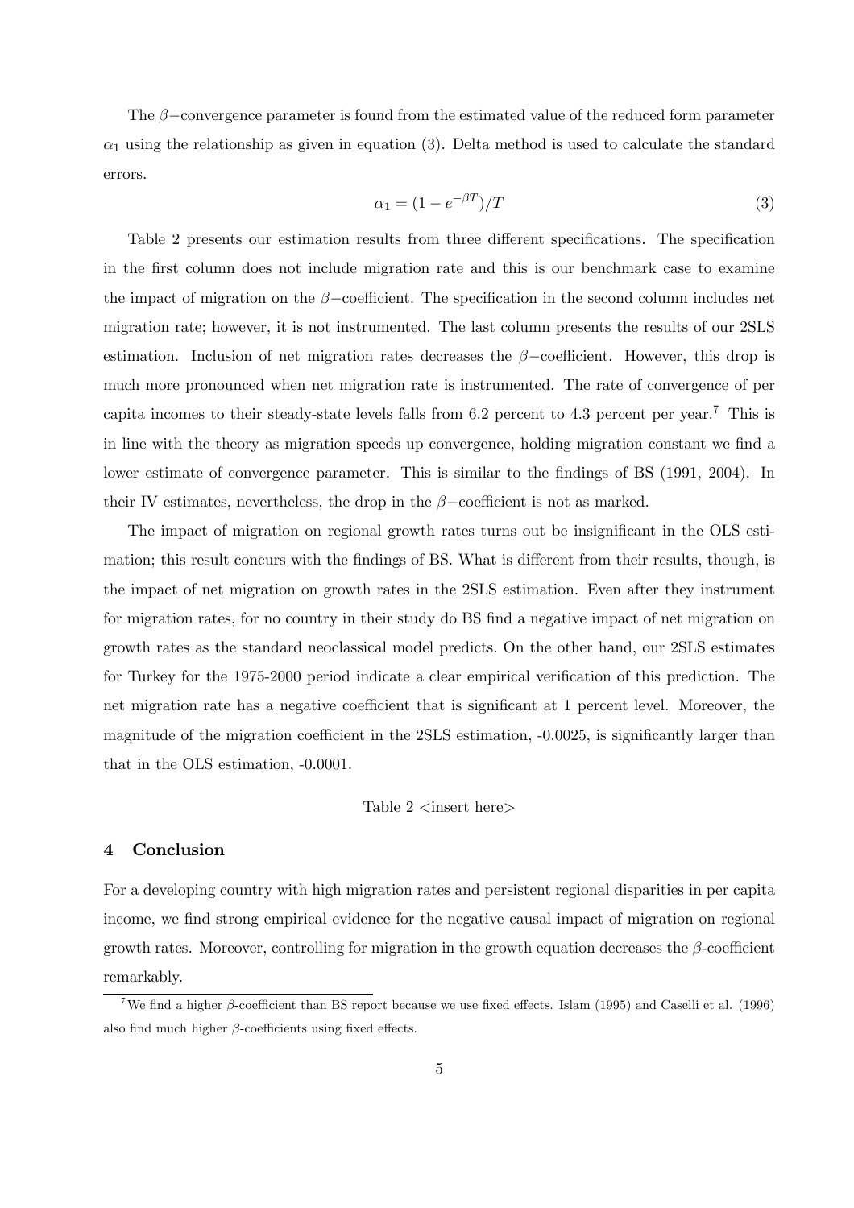The $\beta$−convergence parameter is found from the estimated value of the reduced form parameter $\alpha_1$ using the relationship as given in equation (3). Delta method is used to calculate the standard errors.

$$\alpha_1 = (1 - e^{-\beta T})/T \tag{3}$$

Table 2 presents our estimation results from three different specifications. The specification in the first column does not include migration rate and this is our benchmark case to examine the impact of migration on the $\beta$−coefficient. The specification in the second column includes net migration rate; however, it is not instrumented. The last column presents the results of our 2SLS estimation. Inclusion of net migration rates decreases the $\beta$−coefficient. However, this drop is much more pronounced when net migration rate is instrumented. The rate of convergence of per capita incomes to their steady-state levels falls from 6.2 percent to 4.3 percent per year.[7] This is in line with the theory as migration speeds up convergence, holding migration constant we find a lower estimate of convergence parameter. This is similar to the findings of BS (1991, 2004). In their IV estimates, nevertheless, the drop in the $\beta$−coefficient is not as marked.

The impact of migration on regional growth rates turns out be insignificant in the OLS estimation; this result concurs with the findings of BS. What is different from their results, though, is the impact of net migration on growth rates in the 2SLS estimation. Even after they instrument for migration rates, for no country in their study do BS find a negative impact of net migration on growth rates as the standard neoclassical model predicts. On the other hand, our 2SLS estimates for Turkey for the 1975-2000 period indicate a clear empirical verification of this prediction. The net migration rate has a negative coefficient that is significant at 1 percent level. Moreover, the magnitude of the migration coefficient in the 2SLS estimation, -0.0025, is significantly larger than that in the OLS estimation, -0.0001.

Table 2 <insert here>

## 4 Conclusion

For a developing country with high migration rates and persistent regional disparities in per capita income, we find strong empirical evidence for the negative causal impact of migration on regional growth rates. Moreover, controlling for migration in the growth equation decreases the $\beta$-coefficient remarkably.

[7] We find a higher $\beta$-coefficient than BS report because we use fixed effects. Islam (1995) and Caselli et al. (1996) also find much higher $\beta$-coefficients using fixed effects.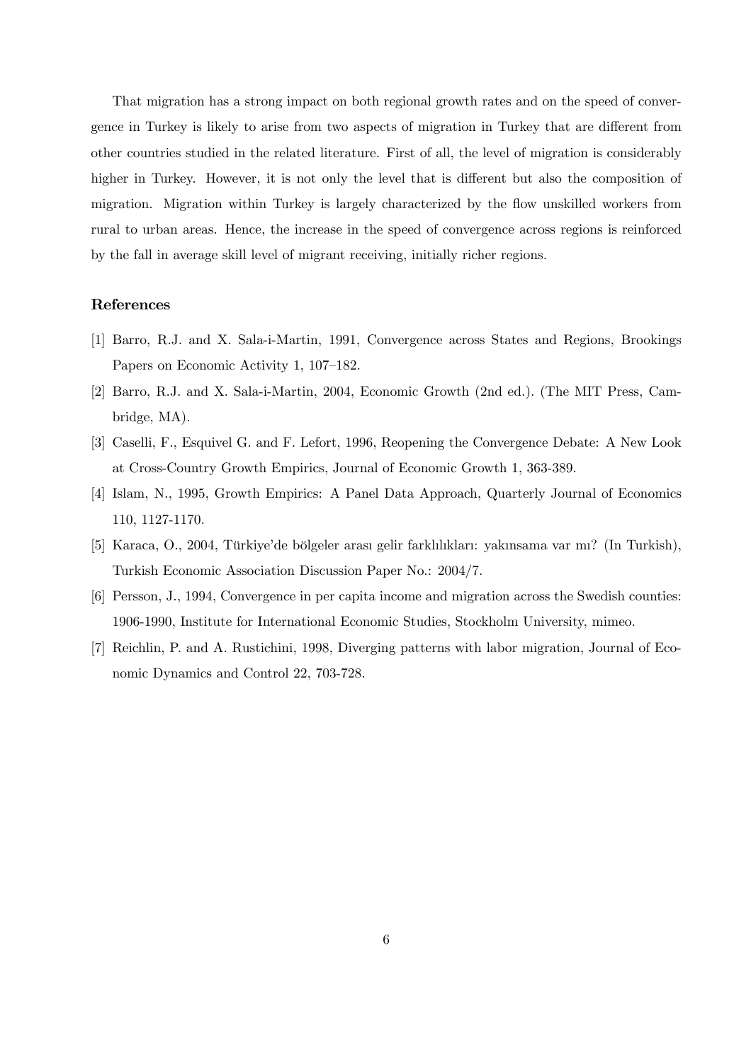That migration has a strong impact on both regional growth rates and on the speed of convergence in Turkey is likely to arise from two aspects of migration in Turkey that are different from other countries studied in the related literature. First of all, the level of migration is considerably higher in Turkey. However, it is not only the level that is different but also the composition of migration. Migration within Turkey is largely characterized by the flow unskilled workers from rural to urban areas. Hence, the increase in the speed of convergence across regions is reinforced by the fall in average skill level of migrant receiving, initially richer regions.

## References

[1] Barro, R.J. and X. Sala-i-Martin, 1991, Convergence across States and Regions, Brookings Papers on Economic Activity 1, 107–182.

[2] Barro, R.J. and X. Sala-i-Martin, 2004, Economic Growth (2nd ed.). (The MIT Press, Cambridge, MA).

[3] Caselli, F., Esquivel G. and F. Lefort, 1996, Reopening the Convergence Debate: A New Look at Cross-Country Growth Empirics, Journal of Economic Growth 1, 363-389.

[4] Islam, N., 1995, Growth Empirics: A Panel Data Approach, Quarterly Journal of Economics 110, 1127-1170.

[5] Karaca, O., 2004, Türkiye'de bölgeler arası gelir farklılıkları: yakınsama var mı? (In Turkish), Turkish Economic Association Discussion Paper No.: 2004/7.

[6] Persson, J., 1994, Convergence in per capita income and migration across the Swedish counties: 1906-1990, Institute for International Economic Studies, Stockholm University, mimeo.

[7] Reichlin, P. and A. Rustichini, 1998, Diverging patterns with labor migration, Journal of Economic Dynamics and Control 22, 703-728.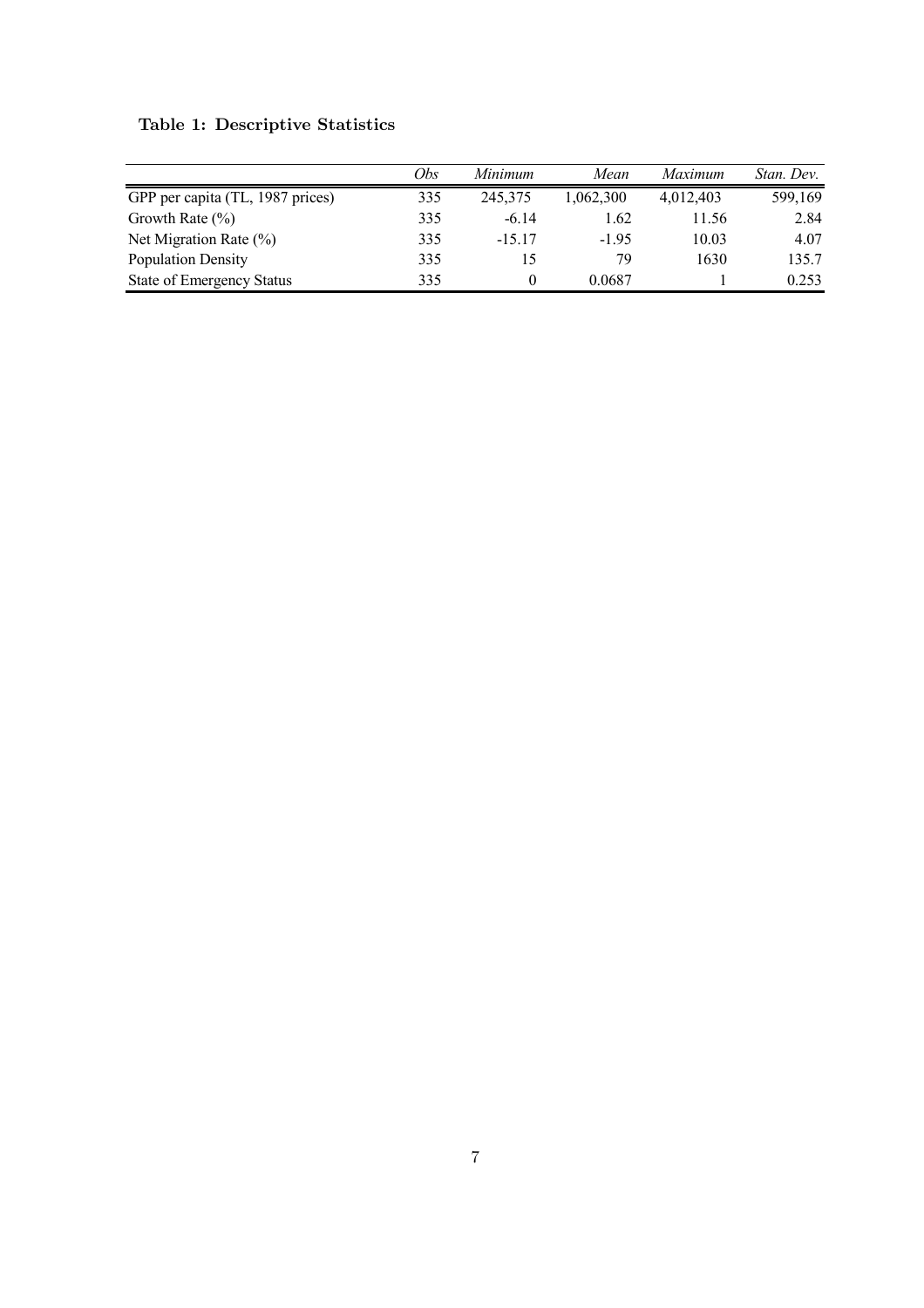**Table 1: Descriptive Statistics**

| | *Obs* | *Minimum* | *Mean* | *Maximum* | *Stan. Dev.* |
|---|---|---|---|---|---|
| GPP per capita (TL, 1987 prices) | 335 | 245,375 | 1,062,300 | 4,012,403 | 599,169 |
| Growth Rate (%) | 335 | -6.14 | 1.62 | 11.56 | 2.84 |
| Net Migration Rate (%) | 335 | -15.17 | -1.95 | 10.03 | 4.07 |
| Population Density | 335 | 15 | 79 | 1630 | 135.7 |
| State of Emergency Status | 335 | 0 | 0.0687 | 1 | 0.253 |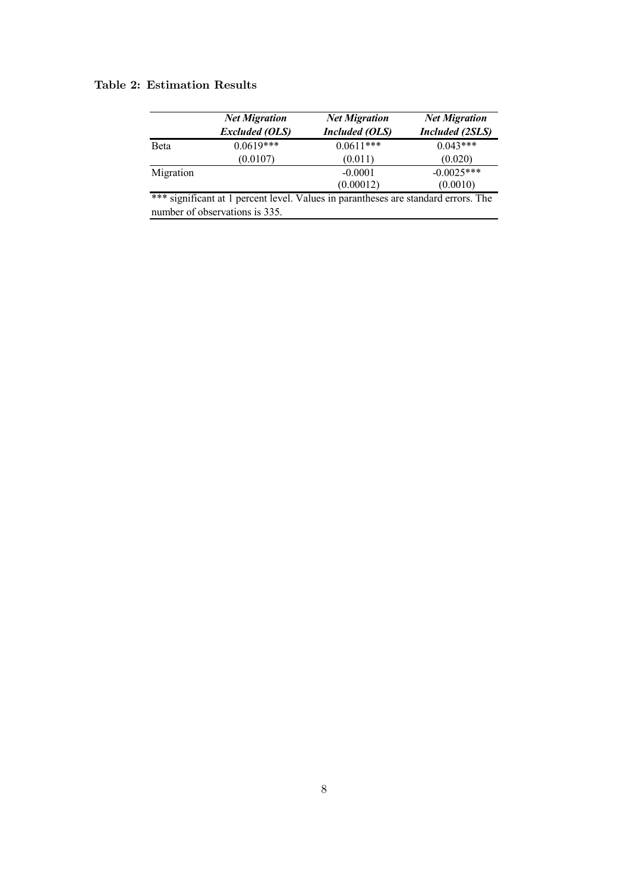**Table 2: Estimation Results**

| | ***Net Migration Excluded (OLS)*** | ***Net Migration Included (OLS)*** | ***Net Migration Included (2SLS)*** |
|---|---|---|---|
| Beta | 0.0619*** | 0.0611*** | 0.043*** |
| | (0.0107) | (0.011) | (0.020) |
| Migration | | -0.0001 | -0.0025*** |
| | | (0.00012) | (0.0010) |

*** significant at 1 percent level. Values in parantheses are standard errors. The number of observations is 335.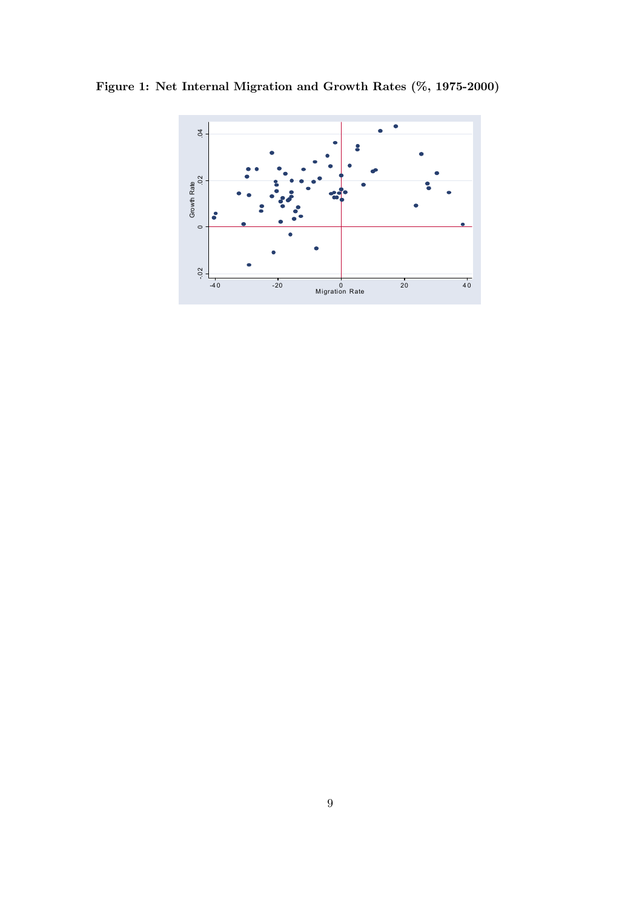**Figure 1: Net Internal Migration and Growth Rates (%, 1975-2000)**

Growth Rate

.04

.02

0

-.02

-40

-20

0

20

40

Migration Rate